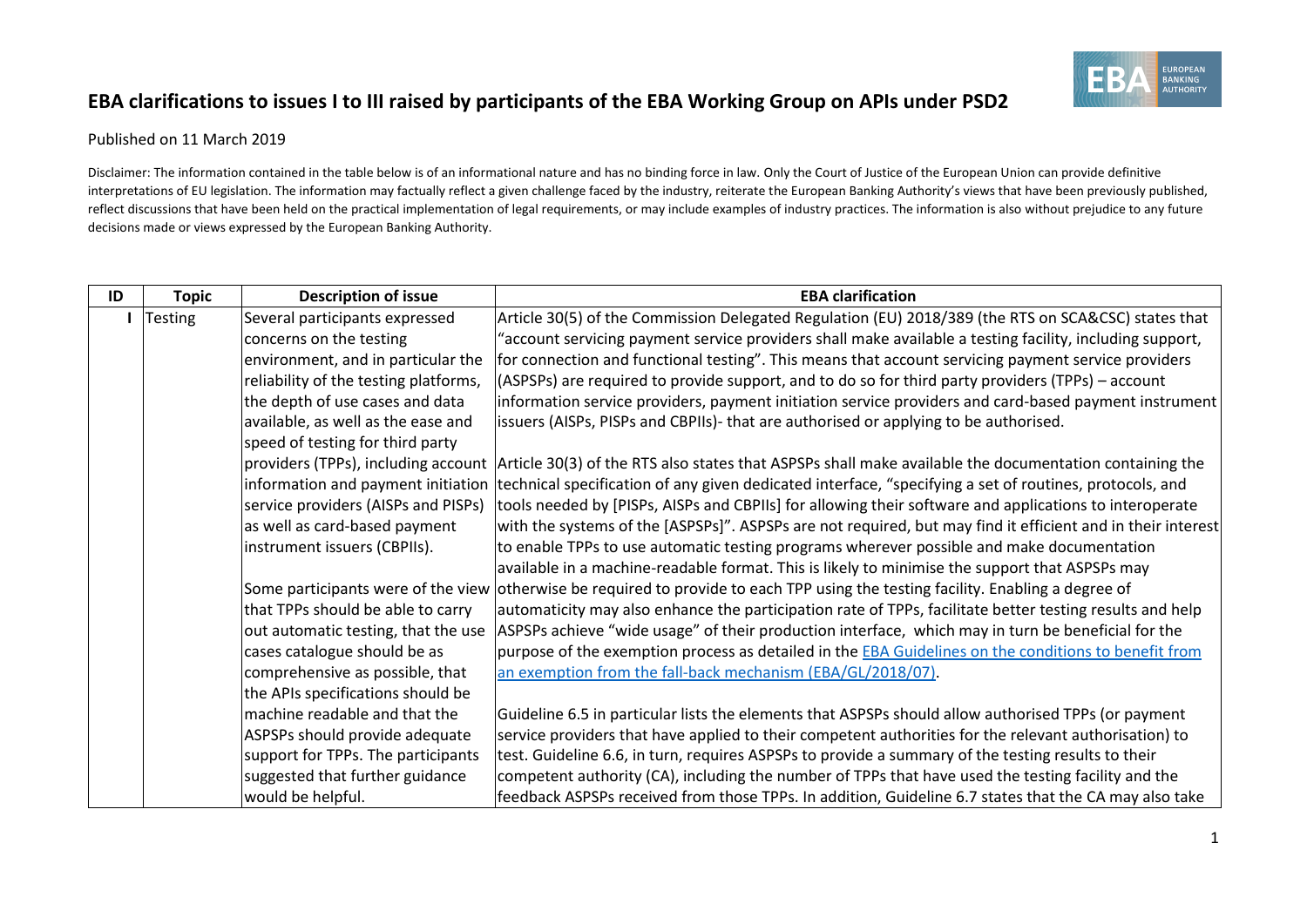# EBA clarifications to issues I to III raised by participants of the EBA Working Group on APIs under PSD2

Published on 11 March 2019

Disclaimer: The information contained in the table below is of an informational nature and has no binding force in law. Only the Court of Justice of the European Union can provide definitive interpretations of EU legislation. The information may factually reflect a given challenge faced by the industry, reiterate the European Banking Authority's views that have been previously published, reflect discussions that have been held on the practical implementation of legal requirements, or may include examples of industry practices. The information is also without prejudice to any future decisions made or views expressed by the European Banking Authority.

| ID | Topic | Description of issue | EBA clarification |
|---|---|---|---|
| I | Testing | Several participants expressed concerns on the testing environment, and in particular the reliability of the testing platforms, the depth of use cases and data available, as well as the ease and speed of testing for third party providers (TPPs), including account information and payment initiation service providers (AISPs and PISPs) as well as card-based payment instrument issuers (CBPIIs).<br><br>Some participants were of the view that TPPs should be able to carry out automatic testing, that the use cases catalogue should be as comprehensive as possible, that the APIs specifications should be machine readable and that the ASPSPs should provide adequate support for TPPs. The participants suggested that further guidance would be helpful. | Article 30(5) of the Commission Delegated Regulation (EU) 2018/389 (the RTS on SCA&CSC) states that "account servicing payment service providers shall make available a testing facility, including support, for connection and functional testing". This means that account servicing payment service providers (ASPSPs) are required to provide support, and to do so for third party providers (TPPs) – account information service providers, payment initiation service providers and card-based payment instrument issuers (AISPs, PISPs and CBPIIs)- that are authorised or applying to be authorised.<br><br>Article 30(3) of the RTS also states that ASPSPs shall make available the documentation containing the technical specification of any given dedicated interface, "specifying a set of routines, protocols, and tools needed by [PISPs, AISPs and CBPIIs] for allowing their software and applications to interoperate with the systems of the [ASPSPs]". ASPSPs are not required, but may find it efficient and in their interest to enable TPPs to use automatic testing programs wherever possible and make documentation available in a machine-readable format. This is likely to minimise the support that ASPSPs may otherwise be required to provide to each TPP using the testing facility. Enabling a degree of automaticity may also enhance the participation rate of TPPs, facilitate better testing results and help ASPSPs achieve "wide usage" of their production interface, which may in turn be beneficial for the purpose of the exemption process as detailed in the [EBA Guidelines on the conditions to benefit from an exemption from the fall-back mechanism (EBA/GL/2018/07)](EBA/GL/2018/07).<br><br>Guideline 6.5 in particular lists the elements that ASPSPs should allow authorised TPPs (or payment service providers that have applied to their competent authorities for the relevant authorisation) to test. Guideline 6.6, in turn, requires ASPSPs to provide a summary of the testing results to their competent authority (CA), including the number of TPPs that have used the testing facility and the feedback ASPSPs received from those TPPs. In addition, Guideline 6.7 states that the CA may also take |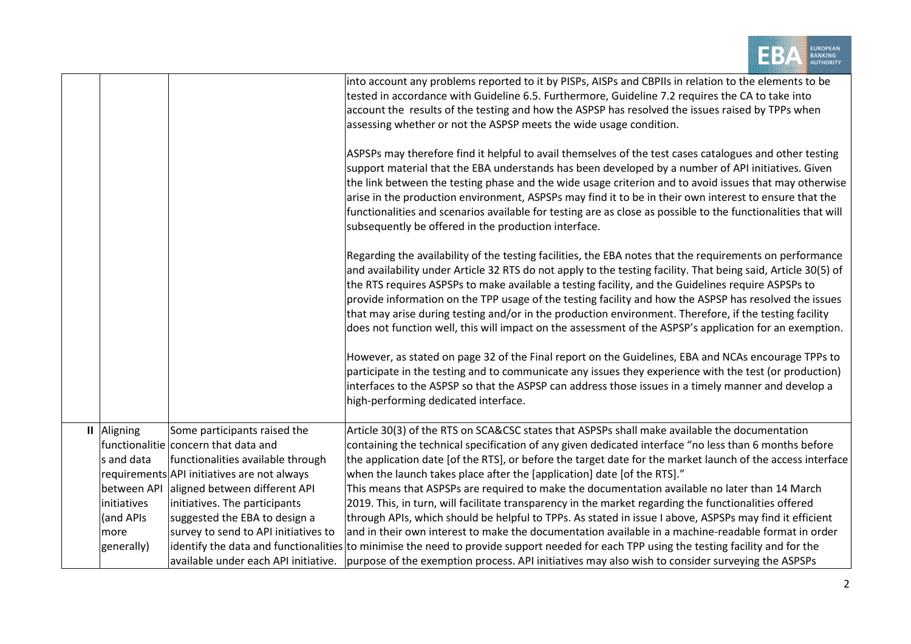| | | | |
|---|---|---|---|
| | | | into account any problems reported to it by PISPs, AISPs and CBPIIs in relation to the elements to be tested in accordance with Guideline 6.5. Furthermore, Guideline 7.2 requires the CA to take into account the results of the testing and how the ASPSP has resolved the issues raised by TPPs when assessing whether or not the ASPSP meets the wide usage condition.<br><br>ASPSPs may therefore find it helpful to avail themselves of the test cases catalogues and other testing support material that the EBA understands has been developed by a number of API initiatives. Given the link between the testing phase and the wide usage criterion and to avoid issues that may otherwise arise in the production environment, ASPSPs may find it to be in their own interest to ensure that the functionalities and scenarios available for testing are as close as possible to the functionalities that will subsequently be offered in the production interface.<br><br>Regarding the availability of the testing facilities, the EBA notes that the requirements on performance and availability under Article 32 RTS do not apply to the testing facility. That being said, Article 30(5) of the RTS requires ASPSPs to make available a testing facility, and the Guidelines require ASPSPs to provide information on the TPP usage of the testing facility and how the ASPSP has resolved the issues that may arise during testing and/or in the production environment. Therefore, if the testing facility does not function well, this will impact on the assessment of the ASPSP's application for an exemption.<br><br>However, as stated on page 32 of the Final report on the Guidelines, EBA and NCAs encourage TPPs to participate in the testing and to communicate any issues they experience with the test (or production) interfaces to the ASPSP so that the ASPSP can address those issues in a timely manner and develop a high-performing dedicated interface. |
| II | Aligning functionalities and data requirements between API initiatives (and APIs more generally) | Some participants raised the concern that data and functionalities available through API initiatives are not always aligned between different API initiatives. The participants suggested the EBA to design a survey to send to API initiatives to identify the data and functionalities available under each API initiative. | Article 30(3) of the RTS on SCA&CSC states that ASPSPs shall make available the documentation containing the technical specification of any given dedicated interface "no less than 6 months before the application date [of the RTS], or before the target date for the market launch of the access interface when the launch takes place after the [application] date [of the RTS]."<br>This means that ASPSPs are required to make the documentation available no later than 14 March 2019. This, in turn, will facilitate transparency in the market regarding the functionalities offered through APIs, which should be helpful to TPPs. As stated in issue I above, ASPSPs may find it efficient and in their own interest to make the documentation available in a machine-readable format in order to minimise the need to provide support needed for each TPP using the testing facility and for the purpose of the exemption process. API initiatives may also wish to consider surveying the ASPSPs |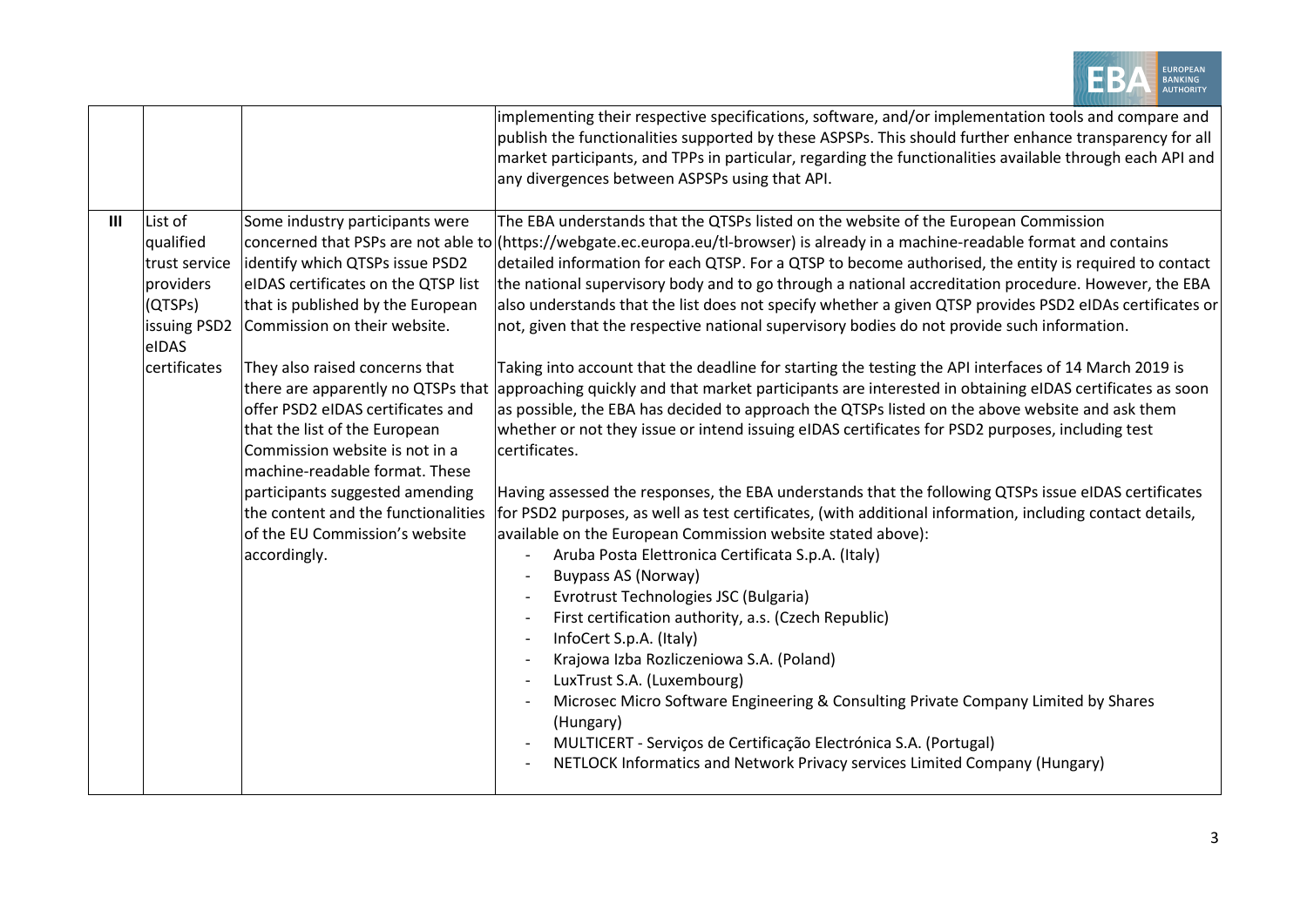| | | | |
|---|---|---|---|
| | | | implementing their respective specifications, software, and/or implementation tools and compare and publish the functionalities supported by these ASPSPs. This should further enhance transparency for all market participants, and TPPs in particular, regarding the functionalities available through each API and any divergences between ASPSPs using that API. |
| III | List of qualified trust service providers (QTSPs) issuing PSD2 eIDAS certificates | Some industry participants were concerned that PSPs are not able to identify which QTSPs issue PSD2 eIDAS certificates on the QTSP list that is published by the European Commission on their website.<br><br>They also raised concerns that there are apparently no QTSPs that offer PSD2 eIDAS certificates and that the list of the European Commission website is not in a machine-readable format. These participants suggested amending the content and the functionalities of the EU Commission's website accordingly. | The EBA understands that the QTSPs listed on the website of the European Commission (https://webgate.ec.europa.eu/tl-browser) is already in a machine-readable format and contains detailed information for each QTSP. For a QTSP to become authorised, the entity is required to contact the national supervisory body and to go through a national accreditation procedure. However, the EBA also understands that the list does not specify whether a given QTSP provides PSD2 eIDAs certificates or not, given that the respective national supervisory bodies do not provide such information.<br><br>Taking into account that the deadline for starting the testing the API interfaces of 14 March 2019 is approaching quickly and that market participants are interested in obtaining eIDAS certificates as soon as possible, the EBA has decided to approach the QTSPs listed on the above website and ask them whether or not they issue or intend issuing eIDAS certificates for PSD2 purposes, including test certificates.<br><br>Having assessed the responses, the EBA understands that the following QTSPs issue eIDAS certificates for PSD2 purposes, as well as test certificates, (with additional information, including contact details, available on the European Commission website stated above):<br>- Aruba Posta Elettronica Certificata S.p.A. (Italy)<br>- Buypass AS (Norway)<br>- Evrotrust Technologies JSC (Bulgaria)<br>- First certification authority, a.s. (Czech Republic)<br>- InfoCert S.p.A. (Italy)<br>- Krajowa Izba Rozliczeniowa S.A. (Poland)<br>- LuxTrust S.A. (Luxembourg)<br>- Microsec Micro Software Engineering & Consulting Private Company Limited by Shares (Hungary)<br>- MULTICERT - Serviços de Certificação Electrónica S.A. (Portugal)<br>- NETLOCK Informatics and Network Privacy services Limited Company (Hungary) |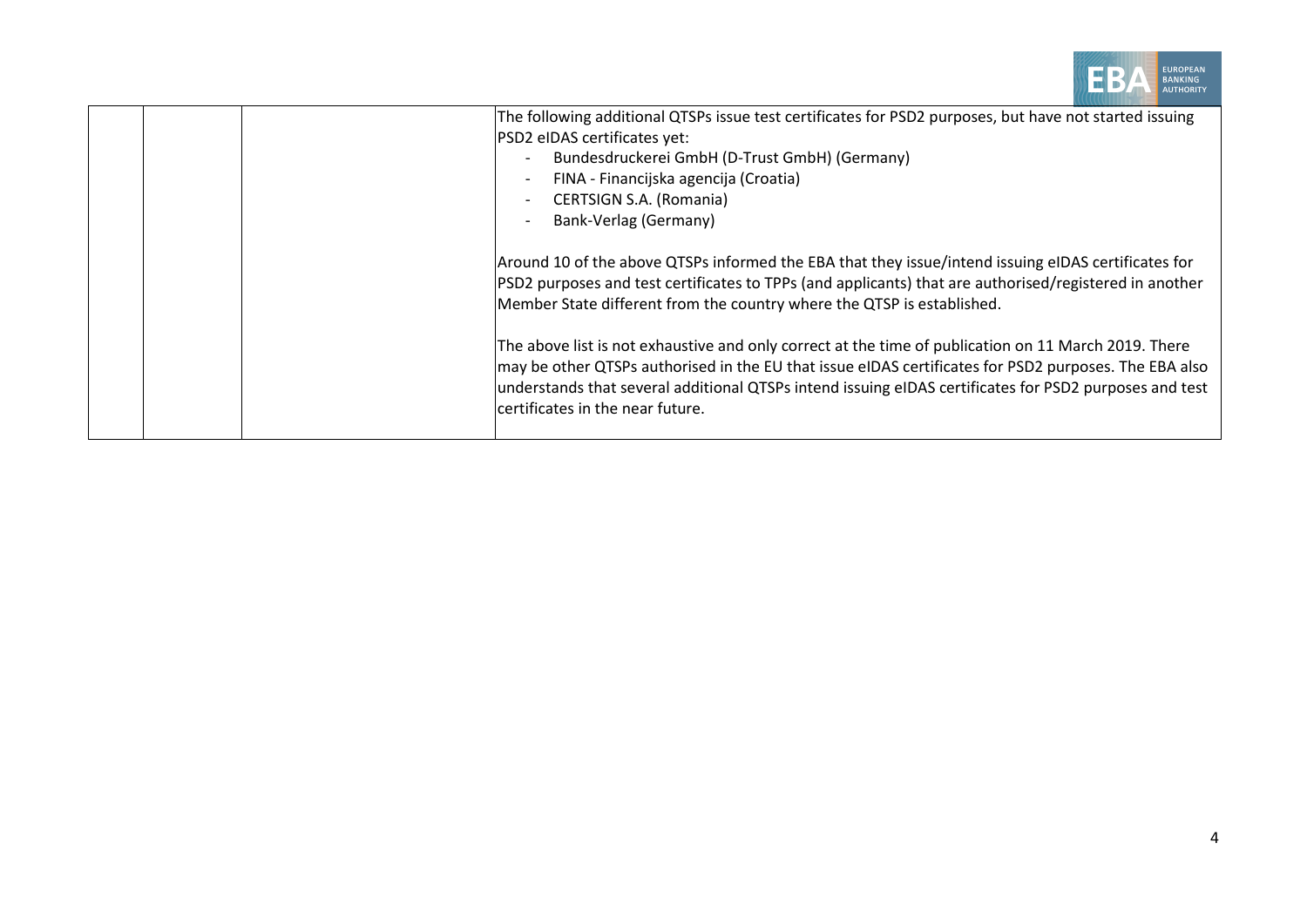| | | | |
|---|---|---|---|
| | | | The following additional QTSPs issue test certificates for PSD2 purposes, but have not started issuing PSD2 eIDAS certificates yet:<br>- Bundesdruckerei GmbH (D-Trust GmbH) (Germany)<br>- FINA - Financijska agencija (Croatia)<br>- CERTSIGN S.A. (Romania)<br>- Bank-Verlag (Germany)<br><br>Around 10 of the above QTSPs informed the EBA that they issue/intend issuing eIDAS certificates for PSD2 purposes and test certificates to TPPs (and applicants) that are authorised/registered in another Member State different from the country where the QTSP is established.<br><br>The above list is not exhaustive and only correct at the time of publication on 11 March 2019. There may be other QTSPs authorised in the EU that issue eIDAS certificates for PSD2 purposes. The EBA also understands that several additional QTSPs intend issuing eIDAS certificates for PSD2 purposes and test certificates in the near future. |